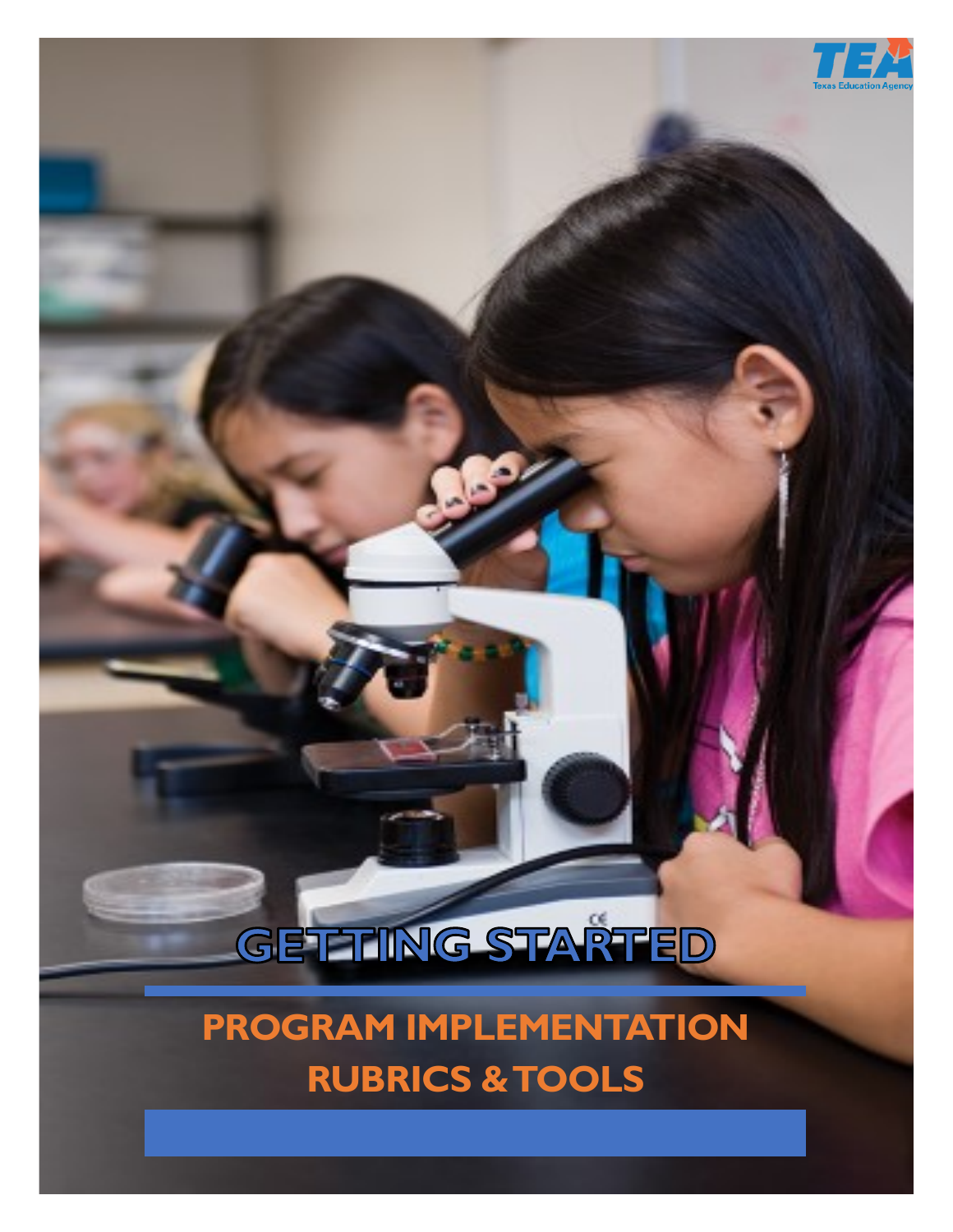TEA

Texas Education Agency

# GETTING STARTED

## PROGRAM IMPLEMENTATION RUBRICS & TOOLS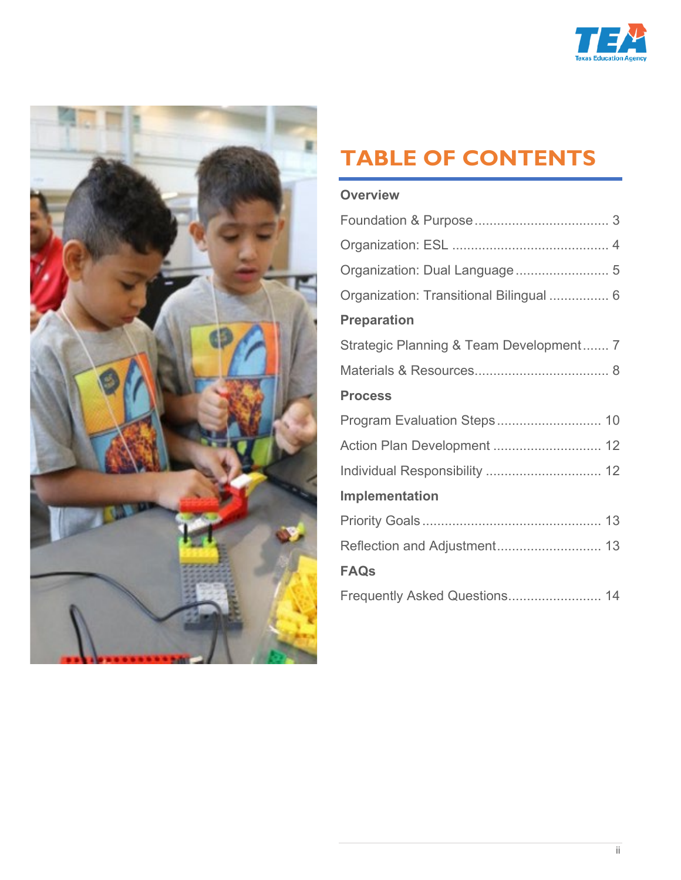# TABLE OF CONTENTS

**Overview**

Foundation & Purpose .................................... 3

Organization: ESL .......................................... 4

Organization: Dual Language ......................... 5

Organization: Transitional Bilingual ................ 6

**Preparation**

Strategic Planning & Team Development ....... 7

Materials & Resources.................................... 8

**Process**

Program Evaluation Steps ............................ 10

Action Plan Development ............................. 12

Individual Responsibility ............................... 12

**Implementation**

Priority Goals ............................................... 13

Reflection and Adjustment............................ 13

**FAQs**

Frequently Asked Questions......................... 14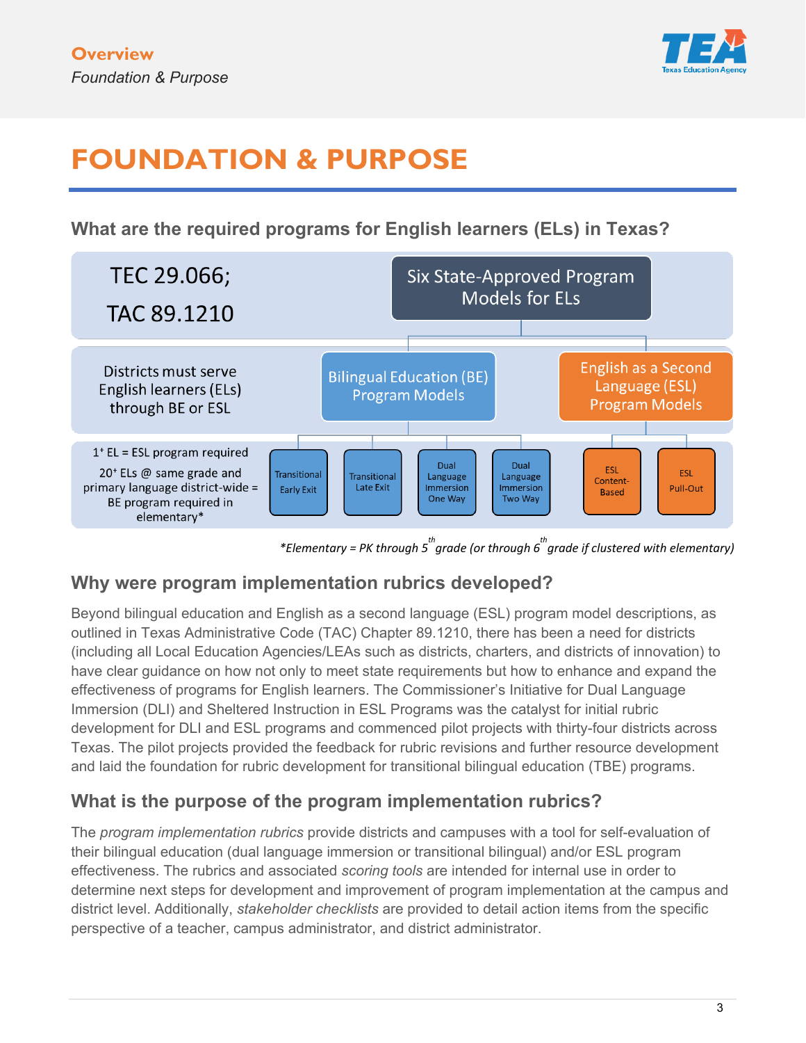# FOUNDATION & PURPOSE

## What are the required programs for English learners (ELs) in Texas?

TEC 29.066;

TAC 89.1210

**Six State-Approved Program Models for ELs**

Districts must serve English learners (ELs) through BE or ESL

- **Bilingual Education (BE) Program Models**
  - Transitional Early Exit
  - Transitional Late Exit
  - Dual Language Immersion One Way
  - Dual Language Immersion Two Way
- **English as a Second Language (ESL) Program Models**
  - ESL Content-Based
  - ESL Pull-Out

1+ EL = ESL program required

20+ ELs @ same grade and primary language district-wide = BE program required in elementary*

*Elementary = PK through 5th grade (or through 6th grade if clustered with elementary)

## Why were program implementation rubrics developed?

Beyond bilingual education and English as a second language (ESL) program model descriptions, as outlined in Texas Administrative Code (TAC) Chapter 89.1210, there has been a need for districts (including all Local Education Agencies/LEAs such as districts, charters, and districts of innovation) to have clear guidance on how not only to meet state requirements but how to enhance and expand the effectiveness of programs for English learners. The Commissioner's Initiative for Dual Language Immersion (DLI) and Sheltered Instruction in ESL Programs was the catalyst for initial rubric development for DLI and ESL programs and commenced pilot projects with thirty-four districts across Texas. The pilot projects provided the feedback for rubric revisions and further resource development and laid the foundation for rubric development for transitional bilingual education (TBE) programs.

## What is the purpose of the program implementation rubrics?

The *program implementation rubrics* provide districts and campuses with a tool for self-evaluation of their bilingual education (dual language immersion or transitional bilingual) and/or ESL program effectiveness. The rubrics and associated *scoring tools* are intended for internal use in order to determine next steps for development and improvement of program implementation at the campus and district level. Additionally, *stakeholder checklists* are provided to detail action items from the specific perspective of a teacher, campus administrator, and district administrator.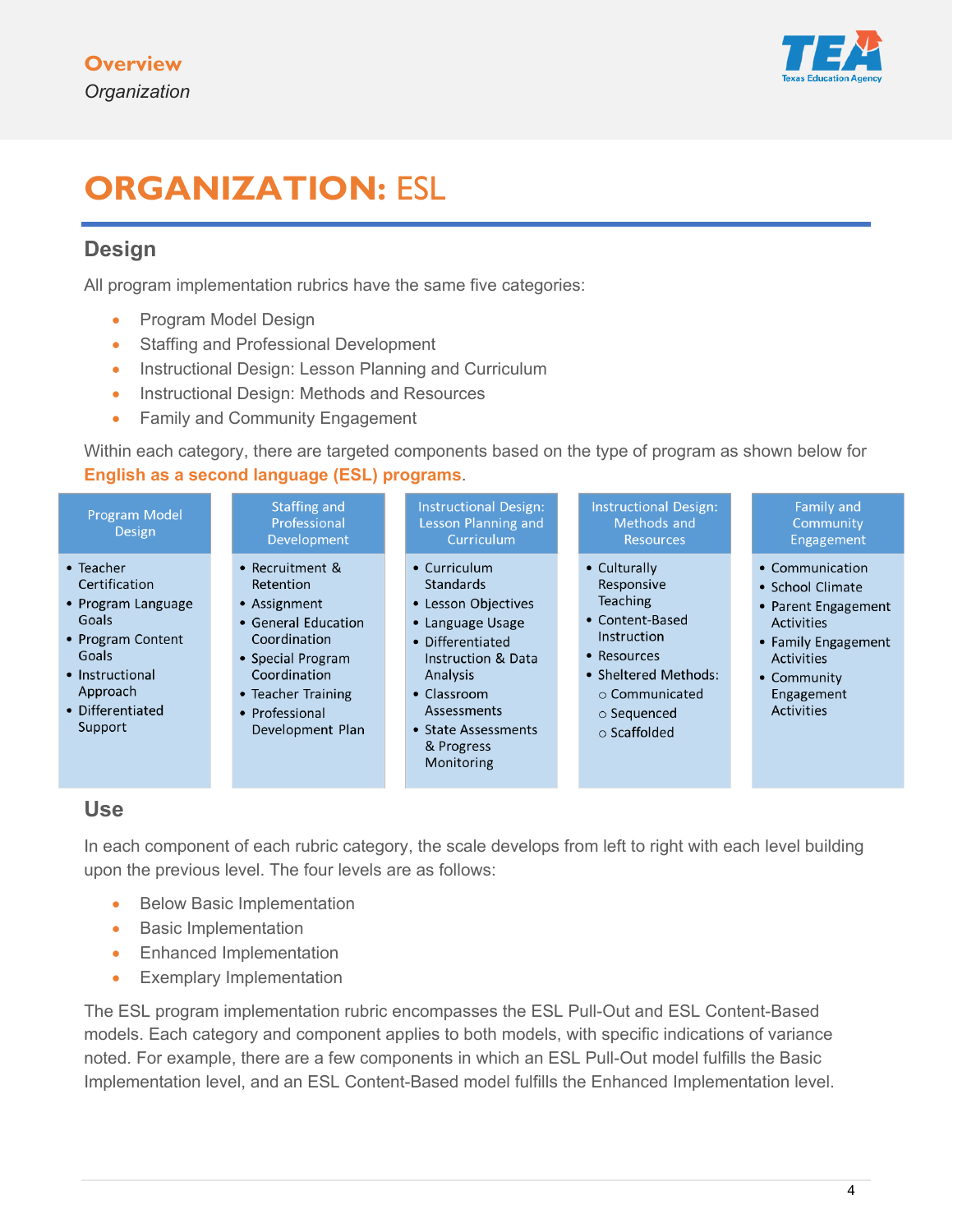# ORGANIZATION: ESL

## Design

All program implementation rubrics have the same five categories:

- Program Model Design
- Staffing and Professional Development
- Instructional Design: Lesson Planning and Curriculum
- Instructional Design: Methods and Resources
- Family and Community Engagement

Within each category, there are targeted components based on the type of program as shown below for **English as a second language (ESL) programs**.

| Program Model Design | Staffing and Professional Development | Instructional Design: Lesson Planning and Curriculum | Instructional Design: Methods and Resources | Family and Community Engagement |
|---|---|---|---|---|
| • Teacher Certification<br>• Program Language Goals<br>• Program Content Goals<br>• Instructional Approach<br>• Differentiated Support | • Recruitment & Retention<br>• Assignment<br>• General Education Coordination<br>• Special Program Coordination<br>• Teacher Training<br>• Professional Development Plan | • Curriculum Standards<br>• Lesson Objectives<br>• Language Usage<br>• Differentiated Instruction & Data Analysis<br>• Classroom Assessments<br>• State Assessments & Progress Monitoring | • Culturally Responsive Teaching<br>• Content-Based Instruction<br>• Resources<br>• Sheltered Methods:<br>○ Communicated<br>○ Sequenced<br>○ Scaffolded | • Communication<br>• School Climate<br>• Parent Engagement Activities<br>• Family Engagement Activities<br>• Community Engagement Activities |

## Use

In each component of each rubric category, the scale develops from left to right with each level building upon the previous level. The four levels are as follows:

- Below Basic Implementation
- Basic Implementation
- Enhanced Implementation
- Exemplary Implementation

The ESL program implementation rubric encompasses the ESL Pull-Out and ESL Content-Based models. Each category and component applies to both models, with specific indications of variance noted. For example, there are a few components in which an ESL Pull-Out model fulfills the Basic Implementation level, and an ESL Content-Based model fulfills the Enhanced Implementation level.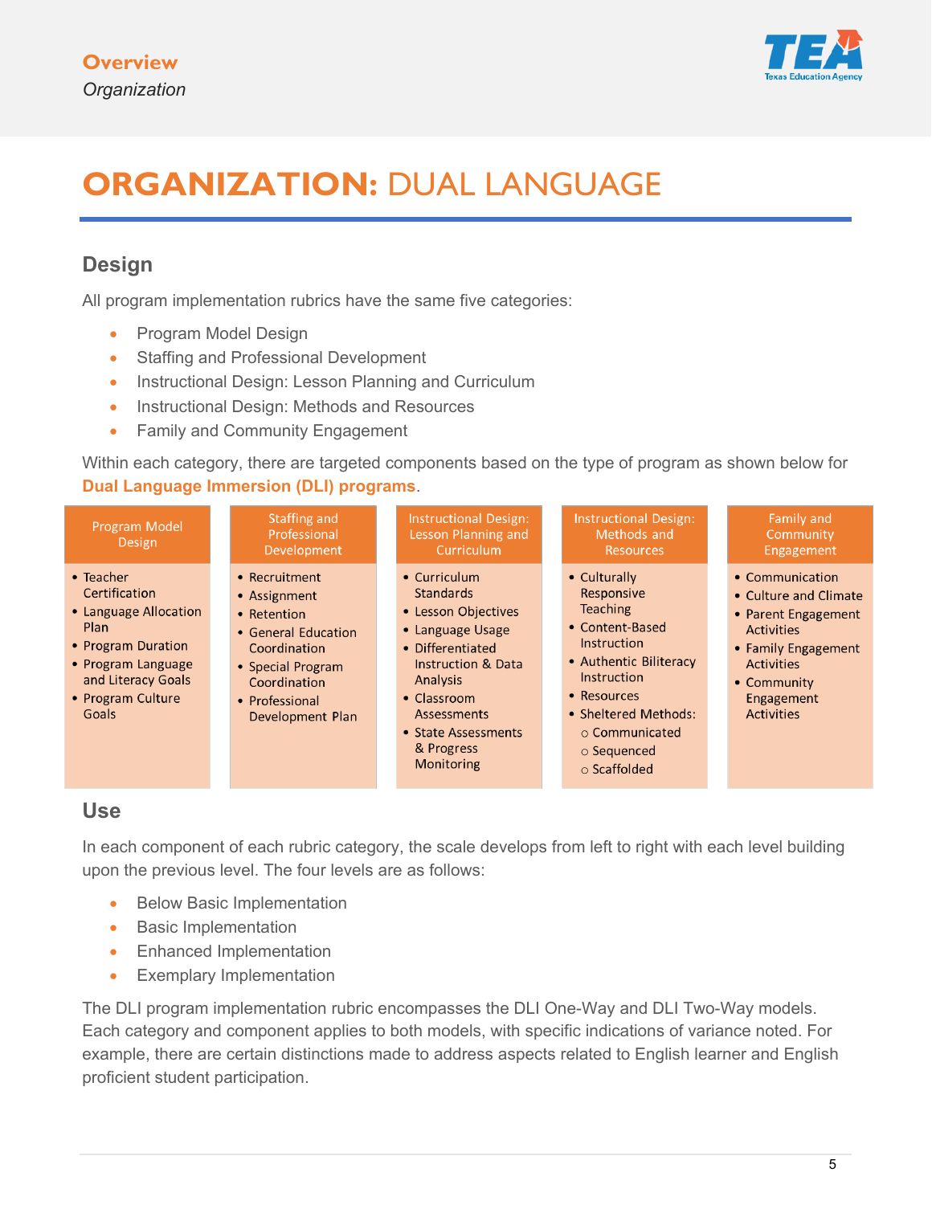Overview
*Organization*

# ORGANIZATION: DUAL LANGUAGE

## Design

All program implementation rubrics have the same five categories:

- Program Model Design
- Staffing and Professional Development
- Instructional Design: Lesson Planning and Curriculum
- Instructional Design: Methods and Resources
- Family and Community Engagement

Within each category, there are targeted components based on the type of program as shown below for **Dual Language Immersion (DLI) programs**.

| Program Model Design | Staffing and Professional Development | Instructional Design: Lesson Planning and Curriculum | Instructional Design: Methods and Resources | Family and Community Engagement |
|---|---|---|---|---|
| • Teacher Certification<br>• Language Allocation Plan<br>• Program Duration<br>• Program Language and Literacy Goals<br>• Program Culture Goals | • Recruitment<br>• Assignment<br>• Retention<br>• General Education Coordination<br>• Special Program Coordination<br>• Professional Development Plan | • Curriculum Standards<br>• Lesson Objectives<br>• Language Usage<br>• Differentiated Instruction & Data Analysis<br>• Classroom Assessments<br>• State Assessments & Progress Monitoring | • Culturally Responsive Teaching<br>• Content-Based Instruction<br>• Authentic Biliteracy Instruction<br>• Resources<br>• Sheltered Methods:<br>○ Communicated<br>○ Sequenced<br>○ Scaffolded | • Communication<br>• Culture and Climate<br>• Parent Engagement Activities<br>• Family Engagement Activities<br>• Community Engagement Activities |

## Use

In each component of each rubric category, the scale develops from left to right with each level building upon the previous level. The four levels are as follows:

- Below Basic Implementation
- Basic Implementation
- Enhanced Implementation
- Exemplary Implementation

The DLI program implementation rubric encompasses the DLI One-Way and DLI Two-Way models. Each category and component applies to both models, with specific indications of variance noted. For example, there are certain distinctions made to address aspects related to English learner and English proficient student participation.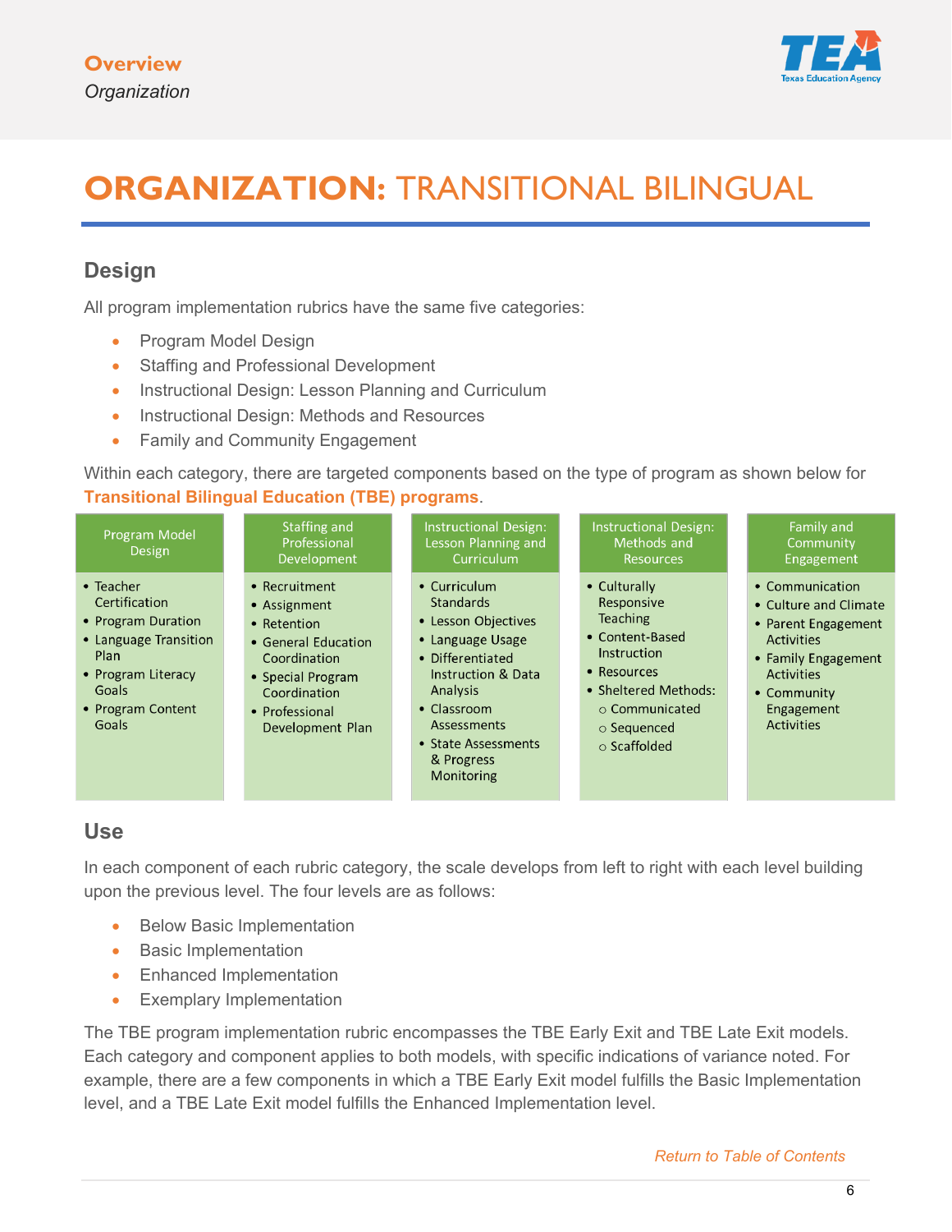# ORGANIZATION: TRANSITIONAL BILINGUAL

## Design

All program implementation rubrics have the same five categories:

- Program Model Design
- Staffing and Professional Development
- Instructional Design: Lesson Planning and Curriculum
- Instructional Design: Methods and Resources
- Family and Community Engagement

Within each category, there are targeted components based on the type of program as shown below for **Transitional Bilingual Education (TBE) programs**.

| Program Model Design | Staffing and Professional Development | Instructional Design: Lesson Planning and Curriculum | Instructional Design: Methods and Resources | Family and Community Engagement |
|---|---|---|---|---|
| • Teacher Certification<br>• Program Duration<br>• Language Transition Plan<br>• Program Literacy Goals<br>• Program Content Goals | • Recruitment<br>• Assignment<br>• Retention<br>• General Education Coordination<br>• Special Program Coordination<br>• Professional Development Plan | • Curriculum Standards<br>• Lesson Objectives<br>• Language Usage<br>• Differentiated Instruction & Data Analysis<br>• Classroom Assessments<br>• State Assessments & Progress Monitoring | • Culturally Responsive Teaching<br>• Content-Based Instruction<br>• Resources<br>• Sheltered Methods:<br>○ Communicated<br>○ Sequenced<br>○ Scaffolded | • Communication<br>• Culture and Climate<br>• Parent Engagement Activities<br>• Family Engagement Activities<br>• Community Engagement Activities |

## Use

In each component of each rubric category, the scale develops from left to right with each level building upon the previous level. The four levels are as follows:

- Below Basic Implementation
- Basic Implementation
- Enhanced Implementation
- Exemplary Implementation

The TBE program implementation rubric encompasses the TBE Early Exit and TBE Late Exit models. Each category and component applies to both models, with specific indications of variance noted. For example, there are a few components in which a TBE Early Exit model fulfills the Basic Implementation level, and a TBE Late Exit model fulfills the Enhanced Implementation level.

*Return to Table of Contents*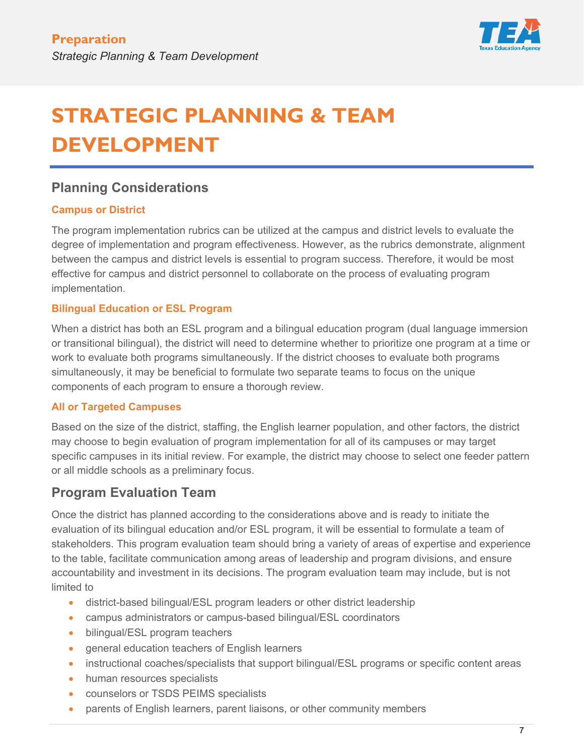# STRATEGIC PLANNING & TEAM DEVELOPMENT

## Planning Considerations

### Campus or District

The program implementation rubrics can be utilized at the campus and district levels to evaluate the degree of implementation and program effectiveness. However, as the rubrics demonstrate, alignment between the campus and district levels is essential to program success. Therefore, it would be most effective for campus and district personnel to collaborate on the process of evaluating program implementation.

### Bilingual Education or ESL Program

When a district has both an ESL program and a bilingual education program (dual language immersion or transitional bilingual), the district will need to determine whether to prioritize one program at a time or work to evaluate both programs simultaneously. If the district chooses to evaluate both programs simultaneously, it may be beneficial to formulate two separate teams to focus on the unique components of each program to ensure a thorough review.

### All or Targeted Campuses

Based on the size of the district, staffing, the English learner population, and other factors, the district may choose to begin evaluation of program implementation for all of its campuses or may target specific campuses in its initial review. For example, the district may choose to select one feeder pattern or all middle schools as a preliminary focus.

## Program Evaluation Team

Once the district has planned according to the considerations above and is ready to initiate the evaluation of its bilingual education and/or ESL program, it will be essential to formulate a team of stakeholders. This program evaluation team should bring a variety of areas of expertise and experience to the table, facilitate communication among areas of leadership and program divisions, and ensure accountability and investment in its decisions. The program evaluation team may include, but is not limited to

- district-based bilingual/ESL program leaders or other district leadership
- campus administrators or campus-based bilingual/ESL coordinators
- bilingual/ESL program teachers
- general education teachers of English learners
- instructional coaches/specialists that support bilingual/ESL programs or specific content areas
- human resources specialists
- counselors or TSDS PEIMS specialists
- parents of English learners, parent liaisons, or other community members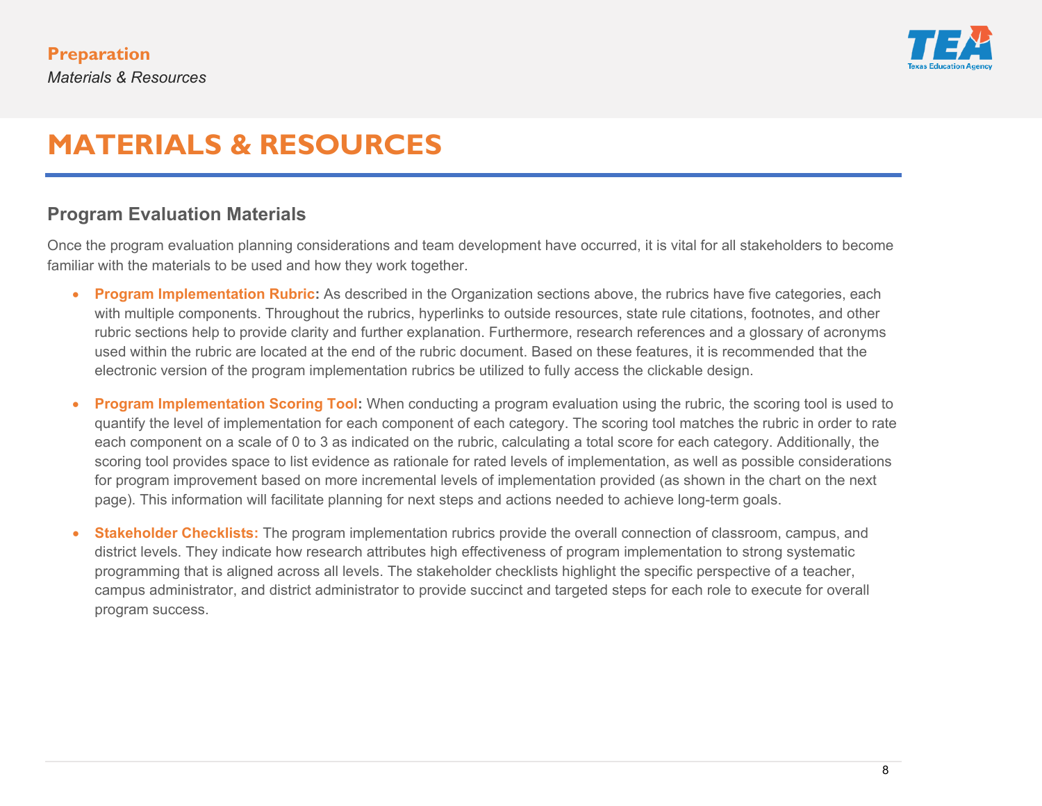# MATERIALS & RESOURCES

## Program Evaluation Materials

Once the program evaluation planning considerations and team development have occurred, it is vital for all stakeholders to become familiar with the materials to be used and how they work together.

- **Program Implementation Rubric:** As described in the Organization sections above, the rubrics have five categories, each with multiple components. Throughout the rubrics, hyperlinks to outside resources, state rule citations, footnotes, and other rubric sections help to provide clarity and further explanation. Furthermore, research references and a glossary of acronyms used within the rubric are located at the end of the rubric document. Based on these features, it is recommended that the electronic version of the program implementation rubrics be utilized to fully access the clickable design.

- **Program Implementation Scoring Tool:** When conducting a program evaluation using the rubric, the scoring tool is used to quantify the level of implementation for each component of each category. The scoring tool matches the rubric in order to rate each component on a scale of 0 to 3 as indicated on the rubric, calculating a total score for each category. Additionally, the scoring tool provides space to list evidence as rationale for rated levels of implementation, as well as possible considerations for program improvement based on more incremental levels of implementation provided (as shown in the chart on the next page). This information will facilitate planning for next steps and actions needed to achieve long-term goals.

- **Stakeholder Checklists:** The program implementation rubrics provide the overall connection of classroom, campus, and district levels. They indicate how research attributes high effectiveness of program implementation to strong systematic programming that is aligned across all levels. The stakeholder checklists highlight the specific perspective of a teacher, campus administrator, and district administrator to provide succinct and targeted steps for each role to execute for overall program success.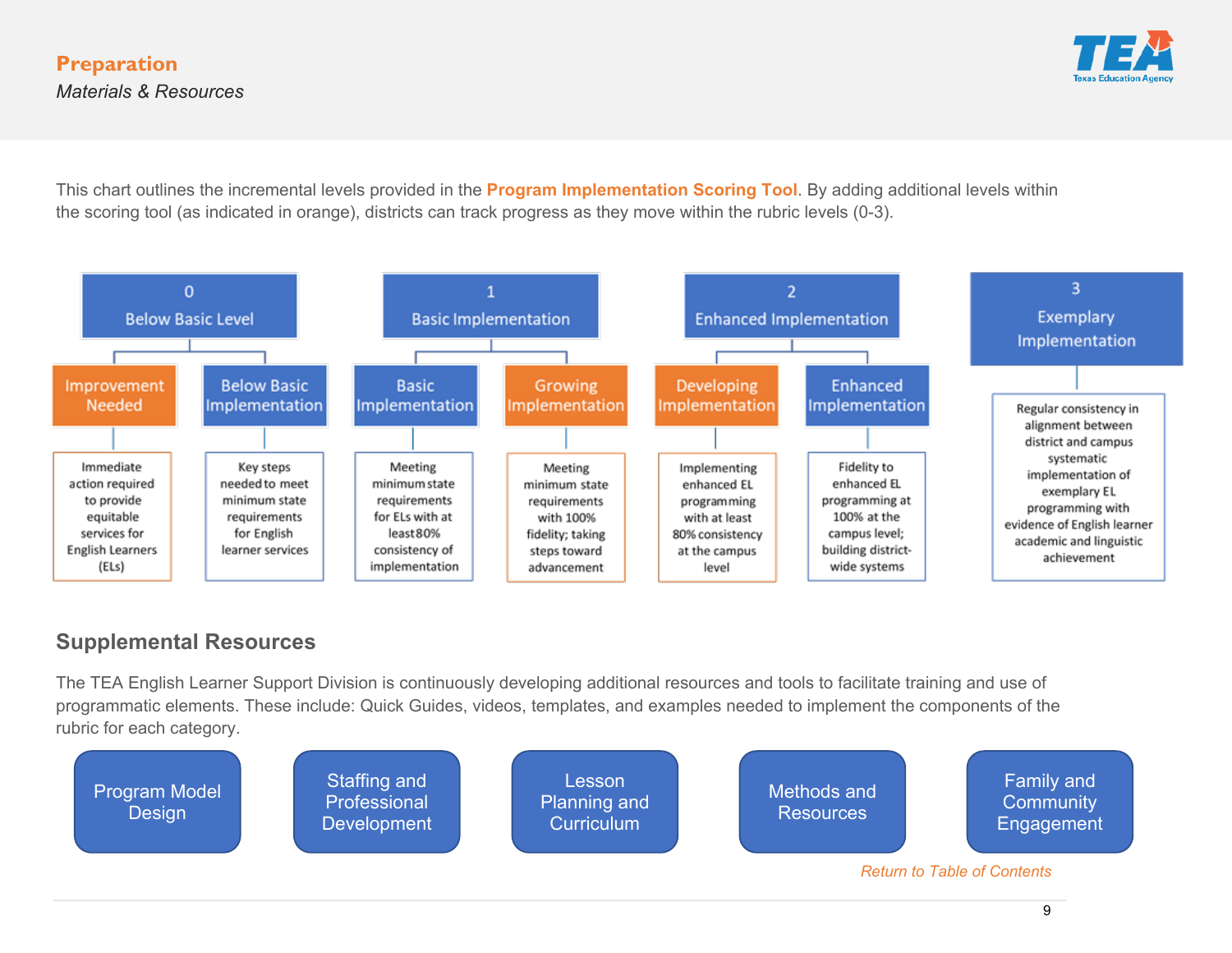## Preparation

*Materials & Resources*

This chart outlines the incremental levels provided in the **Program Implementation Scoring Tool**. By adding additional levels within the scoring tool (as indicated in orange), districts can track progress as they move within the rubric levels (0-3).

| 0 Below Basic Level | | 1 Basic Implementation | | 2 Enhanced Implementation | | 3 Exemplary Implementation |
|---|---|---|---|---|---|---|
| Improvement Needed | Below Basic Implementation | Basic Implementation | Growing Implementation | Developing Implementation | Enhanced Implementation | |
| Immediate action required to provide equitable services for English Learners (ELs) | Key steps needed to meet minimum state requirements for English learner services | Meeting minimum state requirements for ELs with at least 80% consistency of implementation | Meeting minimum state requirements with 100% fidelity; taking steps toward advancement | Implementing enhanced EL programming with at least 80% consistency at the campus level | Fidelity to enhanced EL programming at 100% at the campus level; building district-wide systems | Regular consistency in alignment between district and campus systematic implementation of exemplary EL programming with evidence of English learner academic and linguistic achievement |

## Supplemental Resources

The TEA English Learner Support Division is continuously developing additional resources and tools to facilitate training and use of programmatic elements. These include: Quick Guides, videos, templates, and examples needed to implement the components of the rubric for each category.

- Program Model Design
- Staffing and Professional Development
- Lesson Planning and Curriculum
- Methods and Resources
- Family and Community Engagement

*Return to Table of Contents*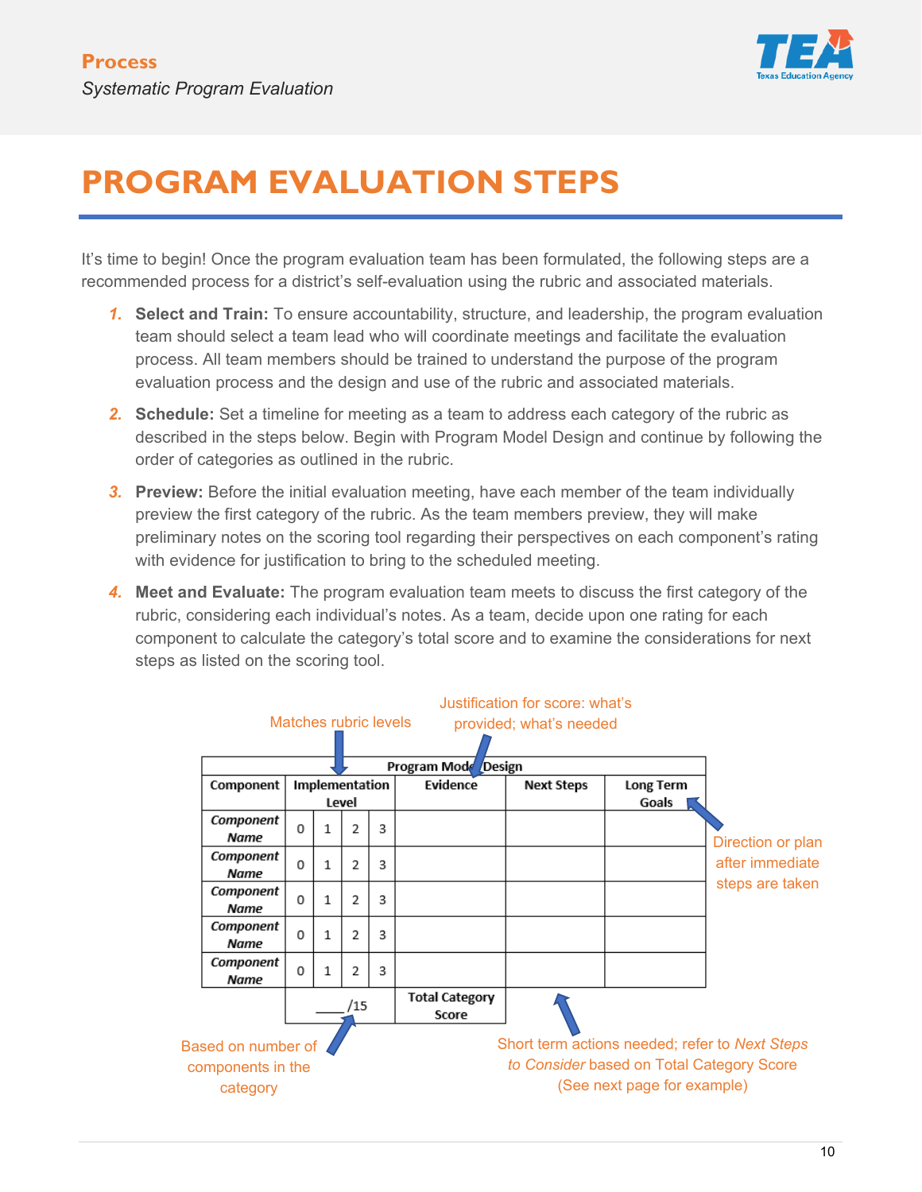# PROGRAM EVALUATION STEPS

It's time to begin! Once the program evaluation team has been formulated, the following steps are a recommended process for a district's self-evaluation using the rubric and associated materials.

1. **Select and Train:** To ensure accountability, structure, and leadership, the program evaluation team should select a team lead who will coordinate meetings and facilitate the evaluation process. All team members should be trained to understand the purpose of the program evaluation process and the design and use of the rubric and associated materials.
2. **Schedule:** Set a timeline for meeting as a team to address each category of the rubric as described in the steps below. Begin with Program Model Design and continue by following the order of categories as outlined in the rubric.
3. **Preview:** Before the initial evaluation meeting, have each member of the team individually preview the first category of the rubric. As the team members preview, they will make preliminary notes on the scoring tool regarding their perspectives on each component's rating with evidence for justification to bring to the scheduled meeting.
4. **Meet and Evaluate:** The program evaluation team meets to discuss the first category of the rubric, considering each individual's notes. As a team, decide upon one rating for each component to calculate the category's total score and to examine the considerations for next steps as listed on the scoring tool.

Matches rubric levels → Implementation Level

Justification for score: what's provided; what's needed → Evidence

Direction or plan after immediate steps are taken → Long Term Goals

| Program Model Design | | | | | | | |
|---|---|---|---|---|---|---|---|
| **Component** | **Implementation Level** | | | | **Evidence** | **Next Steps** | **Long Term Goals** |
| *Component Name* | 0 | 1 | 2 | 3 | | | |
| *Component Name* | 0 | 1 | 2 | 3 | | | |
| *Component Name* | 0 | 1 | 2 | 3 | | | |
| *Component Name* | 0 | 1 | 2 | 3 | | | |
| *Component Name* | 0 | 1 | 2 | 3 | | | |
| | ____/15 | | | | **Total Category Score** | | |

Based on number of components in the category → ____/15

Short term actions needed; refer to *Next Steps to Consider* based on Total Category Score (See next page for example) → Next Steps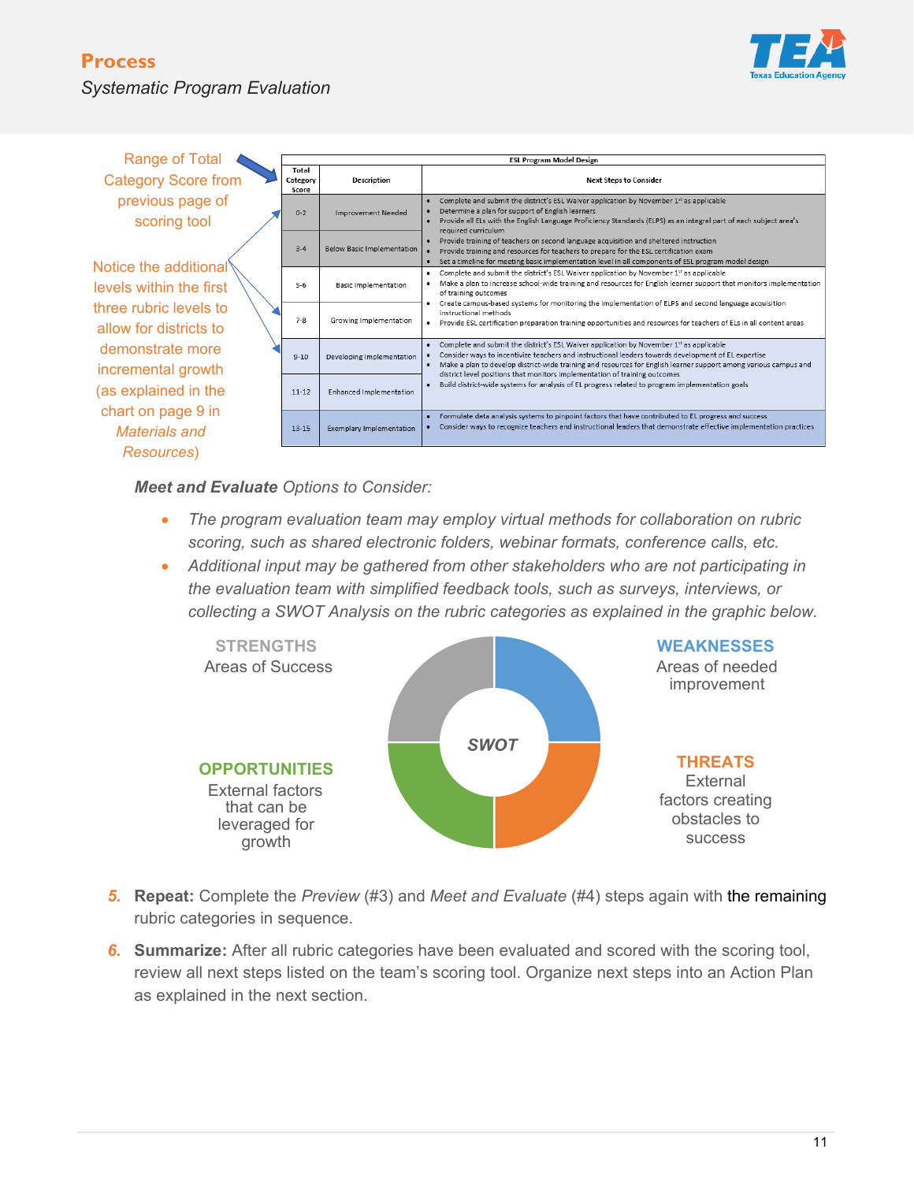## Process

*Systematic Program Evaluation*

Range of Total Category Score from previous page of scoring tool

Notice the additional levels within the first three rubric levels to allow for districts to demonstrate more incremental growth (as explained in the chart on page 9 in *Materials and Resources*)

| ESL Program Model Design | | |
|---|---|---|
| Total Category Score | Description | Next Steps to Consider |
| 0-2 | Improvement Needed | • Complete and submit the district's ESL Waiver application by November 1st as applicable<br>• Determine a plan for support of English learners<br>• Provide all ELs with the English Language Proficiency Standards (ELPS) as an integral part of each subject area's required curriculum |
| 3-4 | Below Basic Implementation | • Provide training of teachers on second language acquisition and sheltered instruction<br>• Provide training and resources for teachers to prepare for the ESL certification exam<br>• Set a timeline for meeting basic implementation level in all components of ESL program model design |
| 5-6 | Basic Implementation | • Complete and submit the district's ESL Waiver application by November 1st as applicable<br>• Make a plan to increase school-wide training and resources for English learner support that monitors implementation of training outcomes<br>• Create campus-based systems for monitoring the implementation of ELPS and second language acquisition instructional methods |
| 7-8 | Growing Implementation | • Provide ESL certification preparation training opportunities and resources for teachers of ELs in all content areas |
| 9-10 | Developing Implementation | • Complete and submit the district's ESL Waiver application by November 1st as applicable<br>• Consider ways to incentivize teachers and instructional leaders towards development of EL expertise<br>• Make a plan to develop district-wide training and resources for English learner support among various campus and district level positions that monitors implementation of training outcomes |
| 11-12 | Enhanced Implementation | • Build district-wide systems for analysis of EL progress related to program implementation goals |
| 13-15 | Exemplary Implementation | • Formulate data analysis systems to pinpoint factors that have contributed to EL progress and success<br>• Consider ways to recognize teachers and instructional leaders that demonstrate effective implementation practices |

***Meet and Evaluate*** *Options to Consider:*

- *The program evaluation team may employ virtual methods for collaboration on rubric scoring, such as shared electronic folders, webinar formats, conference calls, etc.*
- *Additional input may be gathered from other stakeholders who are not participating in the evaluation team with simplified feedback tools, such as surveys, interviews, or collecting a SWOT Analysis on the rubric categories as explained in the graphic below.*

**SWOT**

**STRENGTHS**
Areas of Success

**WEAKNESSES**
Areas of needed improvement

**OPPORTUNITIES**
External factors that can be leveraged for growth

**THREATS**
External factors creating obstacles to success

5. **Repeat:** Complete the *Preview* (#3) and *Meet and Evaluate* (#4) steps again with the remaining rubric categories in sequence.
6. **Summarize:** After all rubric categories have been evaluated and scored with the scoring tool, review all next steps listed on the team's scoring tool. Organize next steps into an Action Plan as explained in the next section.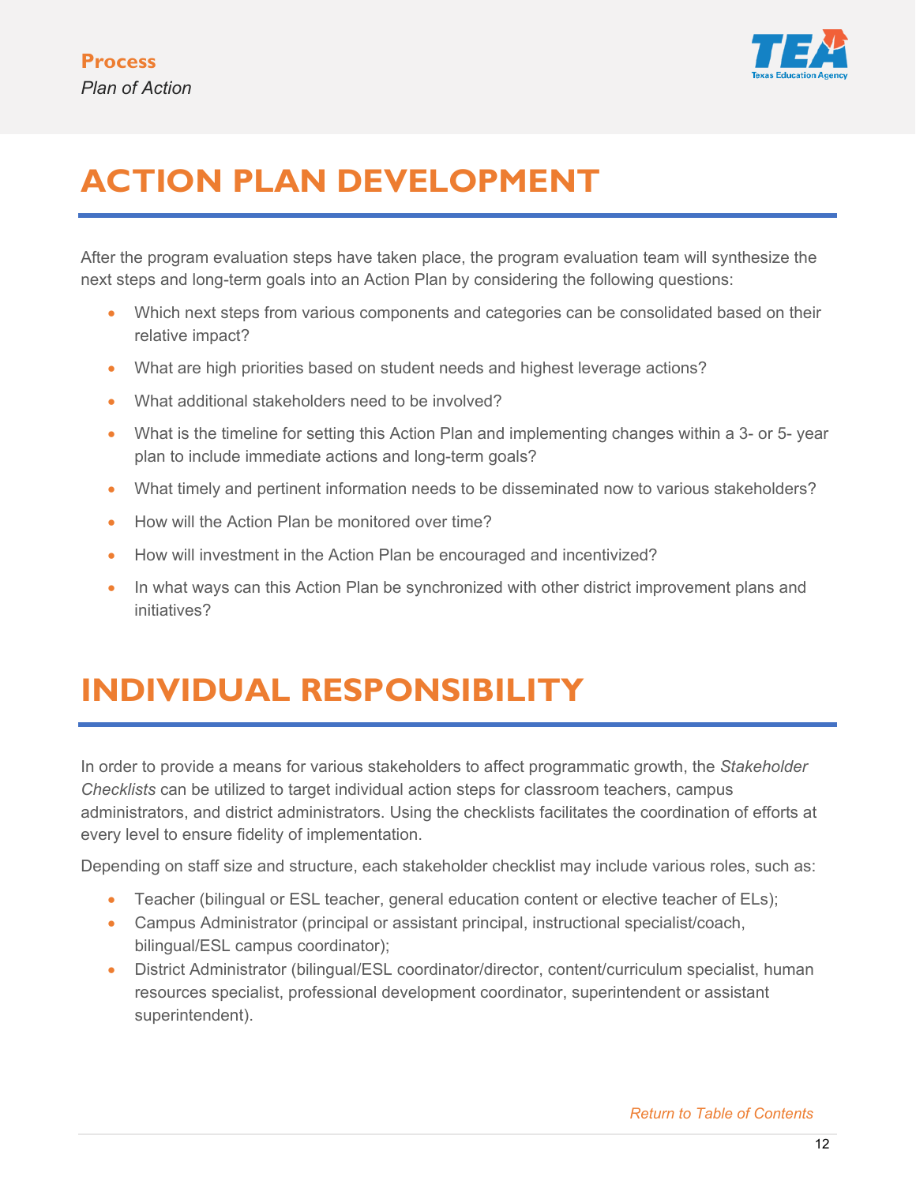# ACTION PLAN DEVELOPMENT

After the program evaluation steps have taken place, the program evaluation team will synthesize the next steps and long-term goals into an Action Plan by considering the following questions:

- Which next steps from various components and categories can be consolidated based on their relative impact?
- What are high priorities based on student needs and highest leverage actions?
- What additional stakeholders need to be involved?
- What is the timeline for setting this Action Plan and implementing changes within a 3- or 5- year plan to include immediate actions and long-term goals?
- What timely and pertinent information needs to be disseminated now to various stakeholders?
- How will the Action Plan be monitored over time?
- How will investment in the Action Plan be encouraged and incentivized?
- In what ways can this Action Plan be synchronized with other district improvement plans and initiatives?

# INDIVIDUAL RESPONSIBILITY

In order to provide a means for various stakeholders to affect programmatic growth, the *Stakeholder Checklists* can be utilized to target individual action steps for classroom teachers, campus administrators, and district administrators. Using the checklists facilitates the coordination of efforts at every level to ensure fidelity of implementation.

Depending on staff size and structure, each stakeholder checklist may include various roles, such as:

- Teacher (bilingual or ESL teacher, general education content or elective teacher of ELs);
- Campus Administrator (principal or assistant principal, instructional specialist/coach, bilingual/ESL campus coordinator);
- District Administrator (bilingual/ESL coordinator/director, content/curriculum specialist, human resources specialist, professional development coordinator, superintendent or assistant superintendent).

*Return to Table of Contents*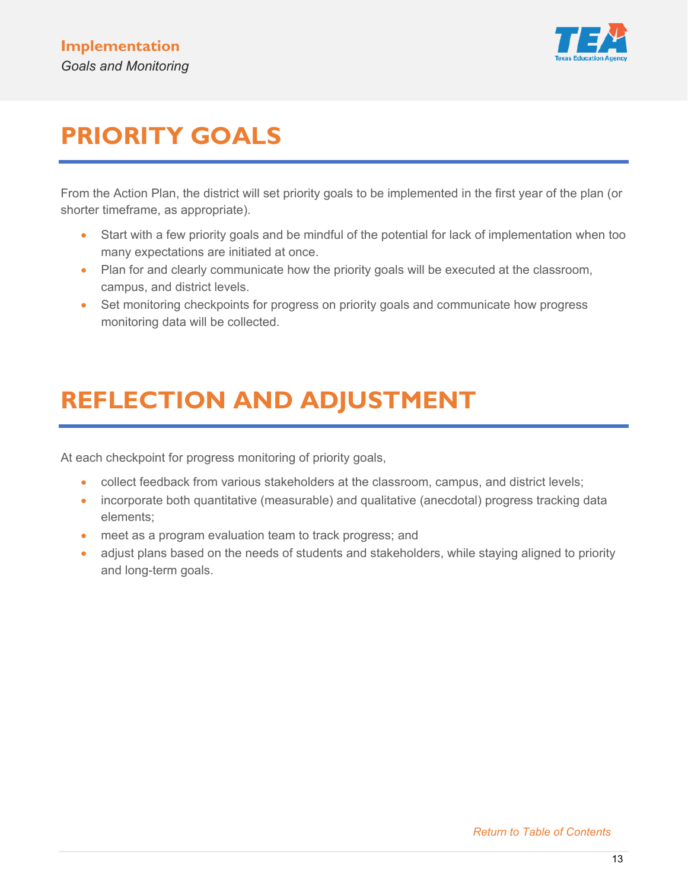# PRIORITY GOALS

From the Action Plan, the district will set priority goals to be implemented in the first year of the plan (or shorter timeframe, as appropriate).

- Start with a few priority goals and be mindful of the potential for lack of implementation when too many expectations are initiated at once.
- Plan for and clearly communicate how the priority goals will be executed at the classroom, campus, and district levels.
- Set monitoring checkpoints for progress on priority goals and communicate how progress monitoring data will be collected.

# REFLECTION AND ADJUSTMENT

At each checkpoint for progress monitoring of priority goals,

- collect feedback from various stakeholders at the classroom, campus, and district levels;
- incorporate both quantitative (measurable) and qualitative (anecdotal) progress tracking data elements;
- meet as a program evaluation team to track progress; and
- adjust plans based on the needs of students and stakeholders, while staying aligned to priority and long-term goals.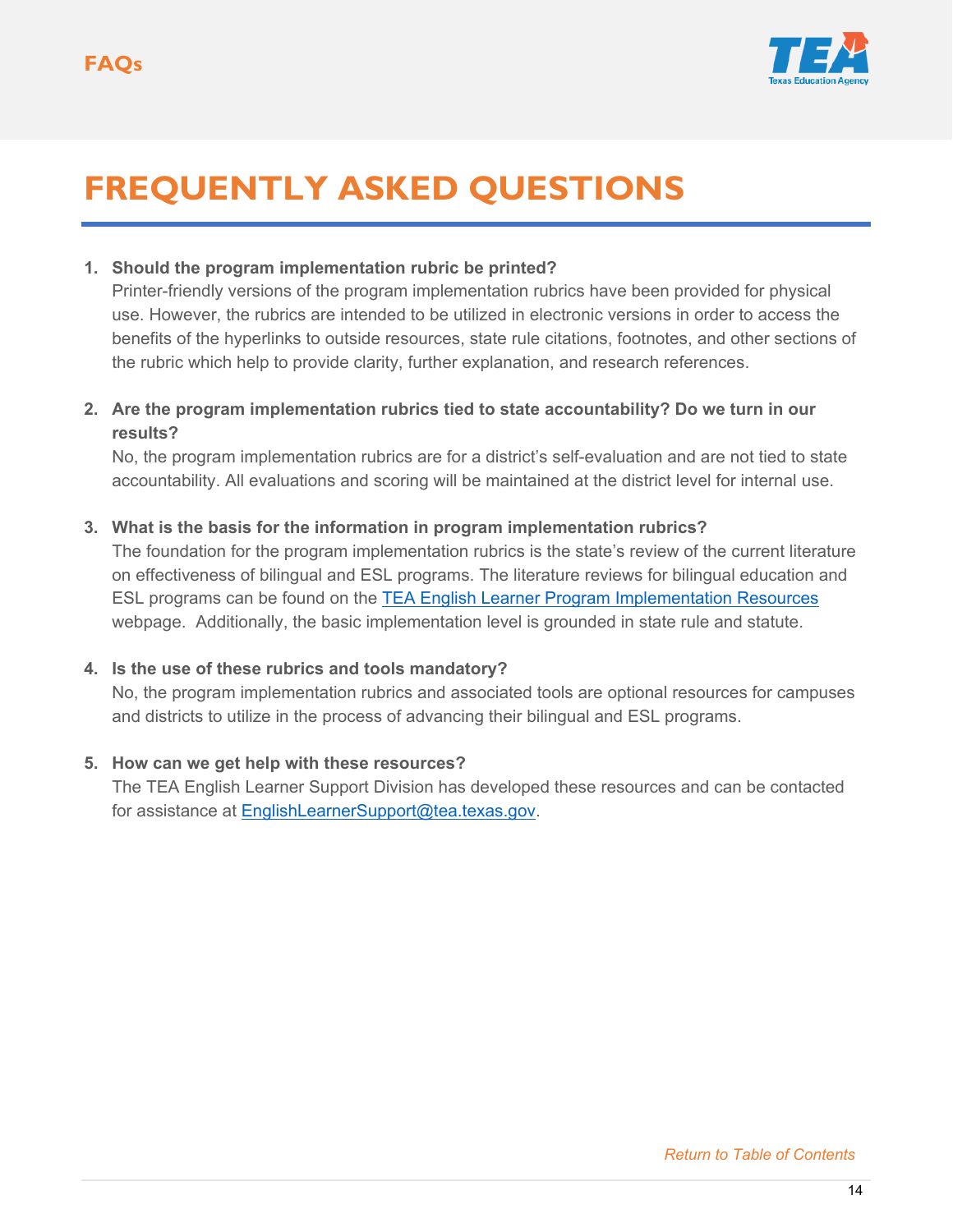# FREQUENTLY ASKED QUESTIONS

1. **Should the program implementation rubric be printed?**
   Printer-friendly versions of the program implementation rubrics have been provided for physical use. However, the rubrics are intended to be utilized in electronic versions in order to access the benefits of the hyperlinks to outside resources, state rule citations, footnotes, and other sections of the rubric which help to provide clarity, further explanation, and research references.

2. **Are the program implementation rubrics tied to state accountability? Do we turn in our results?**
   No, the program implementation rubrics are for a district's self-evaluation and are not tied to state accountability. All evaluations and scoring will be maintained at the district level for internal use.

3. **What is the basis for the information in program implementation rubrics?**
   The foundation for the program implementation rubrics is the state's review of the current literature on effectiveness of bilingual and ESL programs. The literature reviews for bilingual education and ESL programs can be found on the TEA English Learner Program Implementation Resources webpage. Additionally, the basic implementation level is grounded in state rule and statute.

4. **Is the use of these rubrics and tools mandatory?**
   No, the program implementation rubrics and associated tools are optional resources for campuses and districts to utilize in the process of advancing their bilingual and ESL programs.

5. **How can we get help with these resources?**
   The TEA English Learner Support Division has developed these resources and can be contacted for assistance at EnglishLearnerSupport@tea.texas.gov.

*Return to Table of Contents*